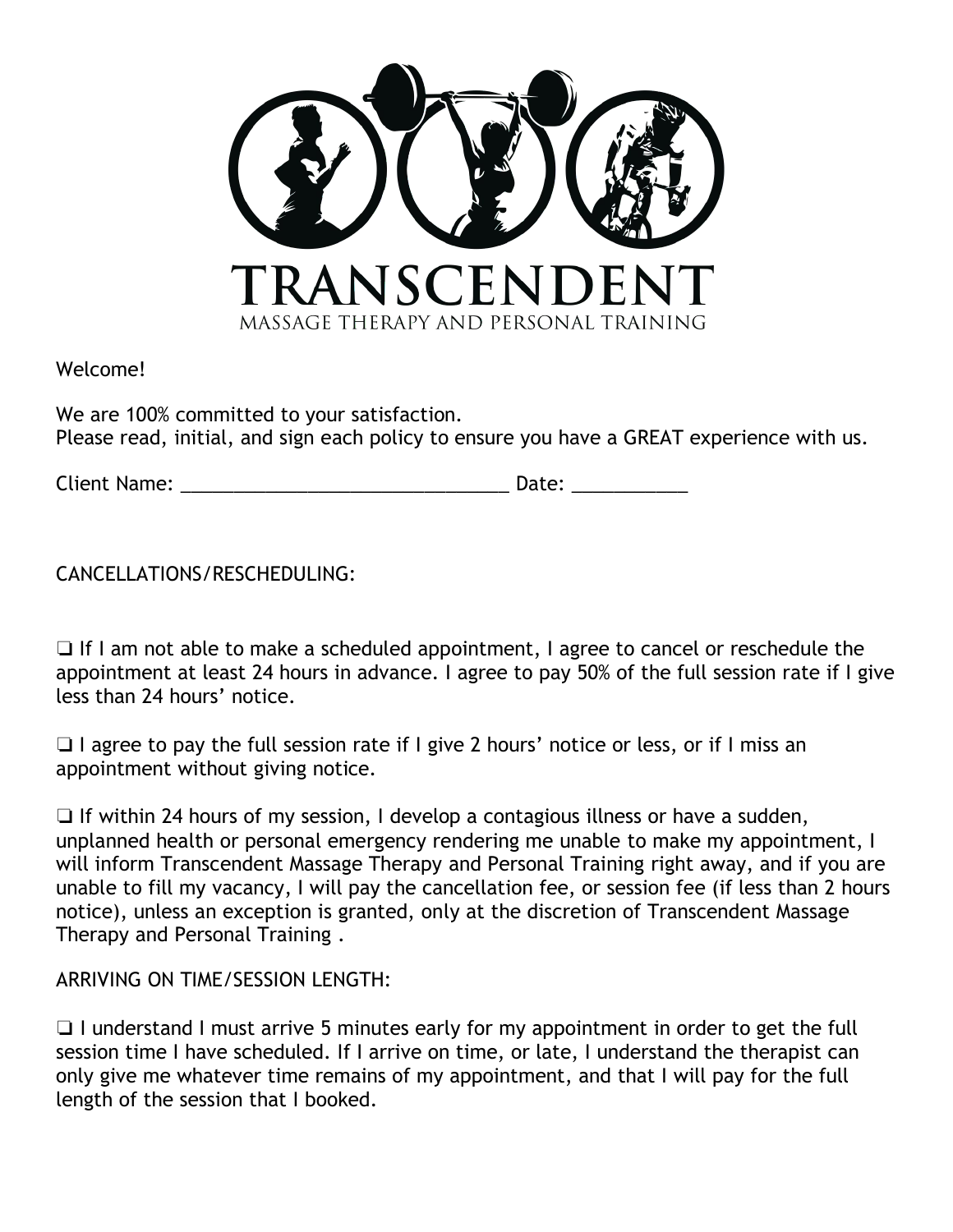# TRANSCENDENT

MASSAGE THERAPY AND PERSONAL TRAINING

Welcome!

We are 100% committed to your satisfaction.
Please read, initial, and sign each policy to ensure you have a GREAT experience with us.

Client Name: _______________________________ Date: ___________

CANCELLATIONS/RESCHEDULING:

❑ If I am not able to make a scheduled appointment, I agree to cancel or reschedule the appointment at least 24 hours in advance. I agree to pay 50% of the full session rate if I give less than 24 hours' notice.

❑ I agree to pay the full session rate if I give 2 hours' notice or less, or if I miss an appointment without giving notice.

❑ If within 24 hours of my session, I develop a contagious illness or have a sudden, unplanned health or personal emergency rendering me unable to make my appointment, I will inform Transcendent Massage Therapy and Personal Training right away, and if you are unable to fill my vacancy, I will pay the cancellation fee, or session fee (if less than 2 hours notice), unless an exception is granted, only at the discretion of Transcendent Massage Therapy and Personal Training .

ARRIVING ON TIME/SESSION LENGTH:

❑ I understand I must arrive 5 minutes early for my appointment in order to get the full session time I have scheduled. If I arrive on time, or late, I understand the therapist can only give me whatever time remains of my appointment, and that I will pay for the full length of the session that I booked.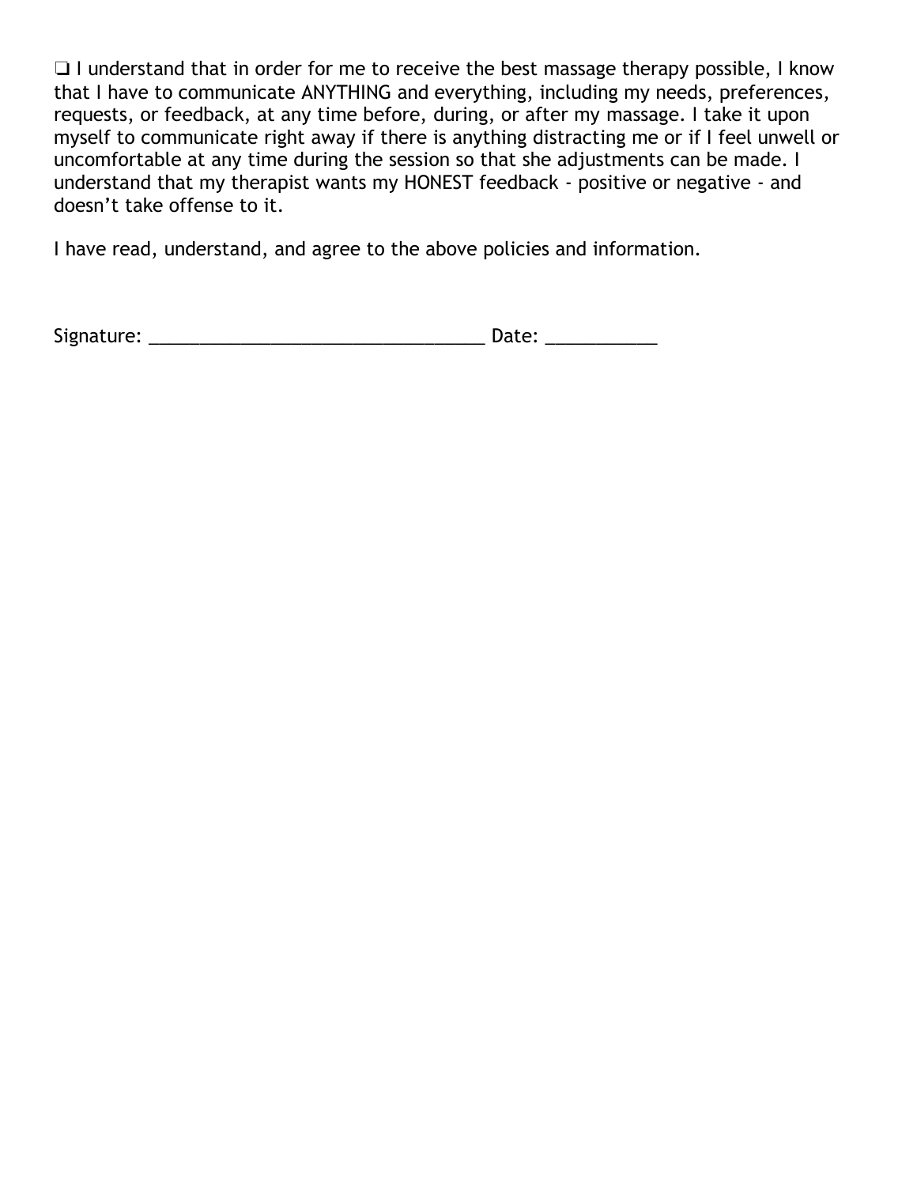❑ I understand that in order for me to receive the best massage therapy possible, I know that I have to communicate ANYTHING and everything, including my needs, preferences, requests, or feedback, at any time before, during, or after my massage. I take it upon myself to communicate right away if there is anything distracting me or if I feel unwell or uncomfortable at any time during the session so that she adjustments can be made. I understand that my therapist wants my HONEST feedback - positive or negative - and doesn't take offense to it.

I have read, understand, and agree to the above policies and information.

Signature: ___________________________________ Date: ___________